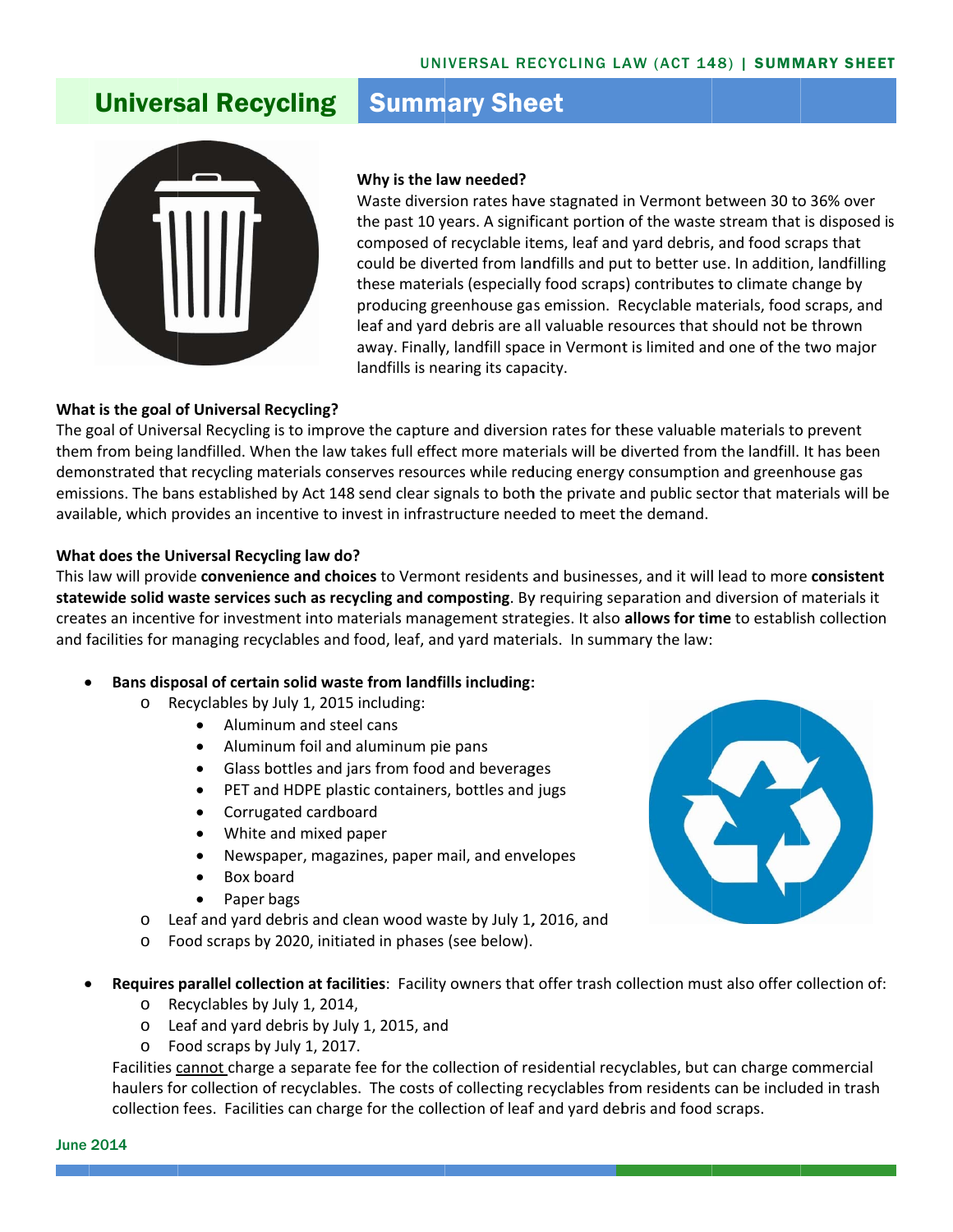# Universal Recycling Summary Sheet

**Why is the law needed?**

Waste diversion rates have stagnated in Vermont between 30 to 36% over the past 10 years. A significant portion of the waste stream that is disposed is composed of recyclable items, leaf and yard debris, and food scraps that could be diverted from landfills and put to better use. In addition, landfilling these materials (especially food scraps) contributes to climate change by producing greenhouse gas emission. Recyclable materials, food scraps, and leaf and yard debris are all valuable resources that should not be thrown away. Finally, landfill space in Vermont is limited and one of the two major landfills is nearing its capacity.

**What is the goal of Universal Recycling?**

The goal of Universal Recycling is to improve the capture and diversion rates for these valuable materials to prevent them from being landfilled. When the law takes full effect more materials will be diverted from the landfill. It has been demonstrated that recycling materials conserves resources while reducing energy consumption and greenhouse gas emissions. The bans established by Act 148 send clear signals to both the private and public sector that materials will be available, which provides an incentive to invest in infrastructure needed to meet the demand.

**What does the Universal Recycling law do?**

This law will provide **convenience and choices** to Vermont residents and businesses, and it will lead to more **consistent statewide solid waste services such as recycling and composting**. By requiring separation and diversion of materials it creates an incentive for investment into materials management strategies. It also **allows for time** to establish collection and facilities for managing recyclables and food, leaf, and yard materials. In summary the law:

- **Bans disposal of certain solid waste from landfills including:**
  - Recyclables by July 1, 2015 including:
    - Aluminum and steel cans
    - Aluminum foil and aluminum pie pans
    - Glass bottles and jars from food and beverages
    - PET and HDPE plastic containers, bottles and jugs
    - Corrugated cardboard
    - White and mixed paper
    - Newspaper, magazines, paper mail, and envelopes
    - Box board
    - Paper bags
  - Leaf and yard debris and clean wood waste by July 1, 2016, and
  - Food scraps by 2020, initiated in phases (see below).

- **Requires parallel collection at facilities**: Facility owners that offer trash collection must also offer collection of:
  - Recyclables by July 1, 2014,
  - Leaf and yard debris by July 1, 2015, and
  - Food scraps by July 1, 2017.

  Facilities cannot charge a separate fee for the collection of residential recyclables, but can charge commercial haulers for collection of recyclables. The costs of collecting recyclables from residents can be included in trash collection fees. Facilities can charge for the collection of leaf and yard debris and food scraps.

June 2014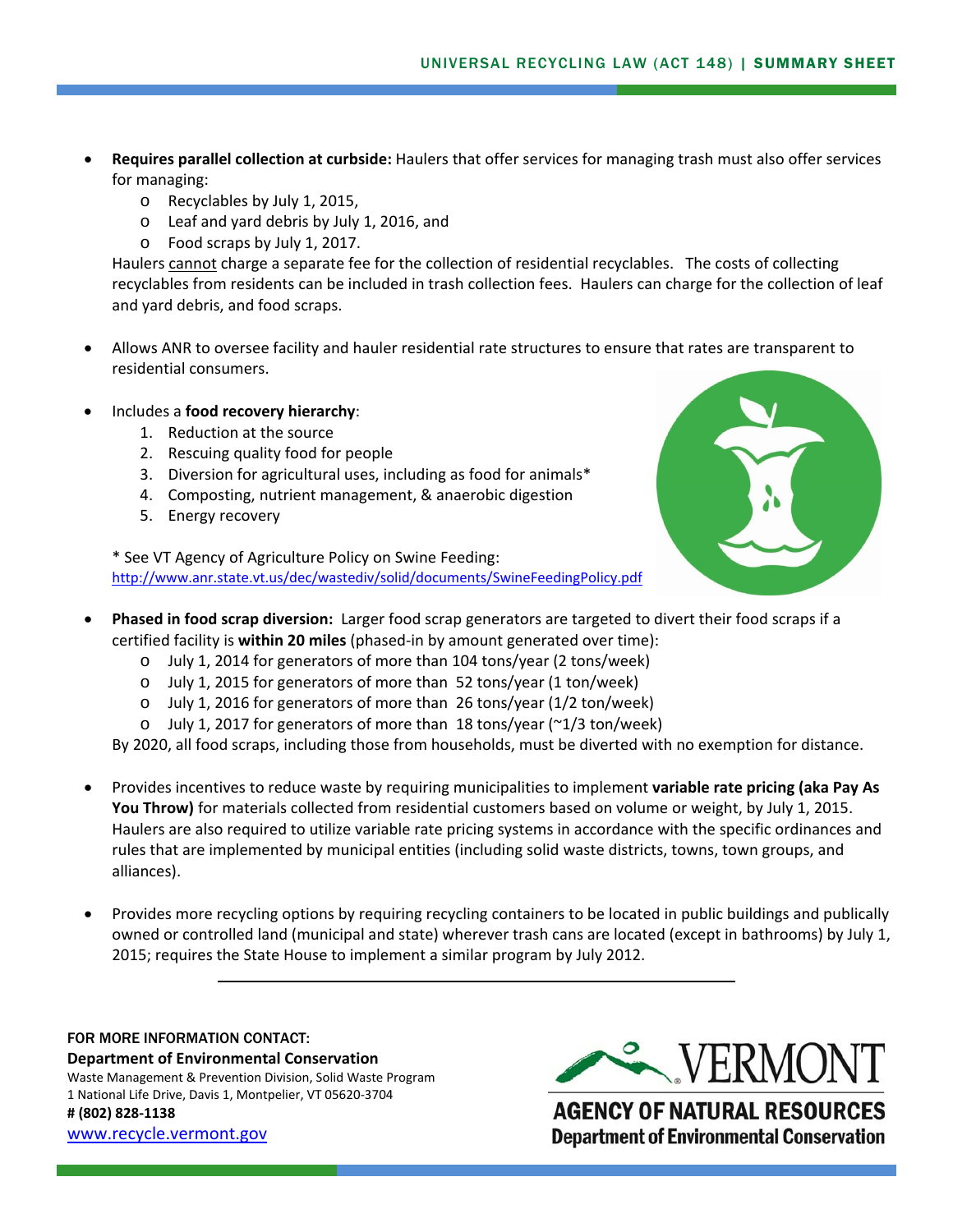- **Requires parallel collection at curbside:** Haulers that offer services for managing trash must also offer services for managing:
    - Recyclables by July 1, 2015,
    - Leaf and yard debris by July 1, 2016, and
    - Food scraps by July 1, 2017.

  Haulers <u>cannot</u> charge a separate fee for the collection of residential recyclables. The costs of collecting recyclables from residents can be included in trash collection fees. Haulers can charge for the collection of leaf and yard debris, and food scraps.

- Allows ANR to oversee facility and hauler residential rate structures to ensure that rates are transparent to residential consumers.

- Includes a **food recovery hierarchy**:
    1. Reduction at the source
    2. Rescuing quality food for people
    3. Diversion for agricultural uses, including as food for animals*
    4. Composting, nutrient management, & anaerobic digestion
    5. Energy recovery

  \* See VT Agency of Agriculture Policy on Swine Feeding: http://www.anr.state.vt.us/dec/wastediv/solid/documents/SwineFeedingPolicy.pdf

- **Phased in food scrap diversion:** Larger food scrap generators are targeted to divert their food scraps if a certified facility is **within 20 miles** (phased-in by amount generated over time):
    - July 1, 2014 for generators of more than 104 tons/year (2 tons/week)
    - July 1, 2015 for generators of more than 52 tons/year (1 ton/week)
    - July 1, 2016 for generators of more than 26 tons/year (1/2 ton/week)
    - July 1, 2017 for generators of more than 18 tons/year (~1/3 ton/week)

  By 2020, all food scraps, including those from households, must be diverted with no exemption for distance.

- Provides incentives to reduce waste by requiring municipalities to implement **variable rate pricing (aka Pay As You Throw)** for materials collected from residential customers based on volume or weight, by July 1, 2015. Haulers are also required to utilize variable rate pricing systems in accordance with the specific ordinances and rules that are implemented by municipal entities (including solid waste districts, towns, town groups, and alliances).

- Provides more recycling options by requiring recycling containers to be located in public buildings and publically owned or controlled land (municipal and state) wherever trash cans are located (except in bathrooms) by July 1, 2015; requires the State House to implement a similar program by July 2012.

---

**FOR MORE INFORMATION CONTACT:**
**Department of Environmental Conservation**
Waste Management & Prevention Division, Solid Waste Program
1 National Life Drive, Davis 1, Montpelier, VT 05620-3704
**# (802) 828-1138**
www.recycle.vermont.gov

VERMONT
**AGENCY OF NATURAL RESOURCES**
**Department of Environmental Conservation**